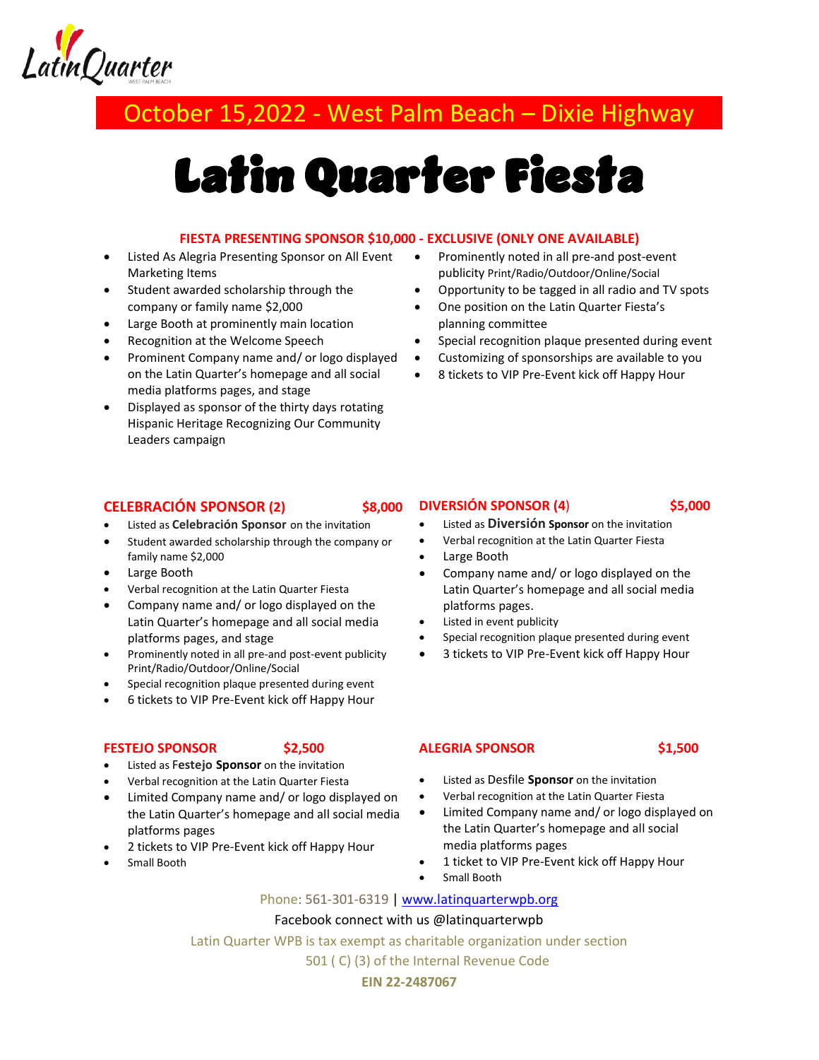Latin Quarter

WEST PALM BEACH

## October 15,2022 - West Palm Beach – Dixie Highway

# Latin Quarter Fiesta

### FIESTA PRESENTING SPONSOR $10,000 - EXCLUSIVE (ONLY ONE AVAILABLE)

- Listed As Alegria Presenting Sponsor on All Event Marketing Items
- Student awarded scholarship through the company or family name $2,000
- Large Booth at prominently main location
- Recognition at the Welcome Speech
- Prominent Company name and/ or logo displayed on the Latin Quarter's homepage and all social media platforms pages, and stage
- Displayed as sponsor of the thirty days rotating Hispanic Heritage Recognizing Our Community Leaders campaign
- Prominently noted in all pre-and post-event publicity Print/Radio/Outdoor/Online/Social
- Opportunity to be tagged in all radio and TV spots
- One position on the Latin Quarter Fiesta's planning committee
- Special recognition plaque presented during event
- Customizing of sponsorships are available to you
- 8 tickets to VIP Pre-Event kick off Happy Hour

### CELEBRACIÓN SPONSOR (2) $8,000

- Listed as **Celebración Sponsor** on the invitation
- Student awarded scholarship through the company or family name $2,000
- Large Booth
- Verbal recognition at the Latin Quarter Fiesta
- Company name and/ or logo displayed on the Latin Quarter's homepage and all social media platforms pages, and stage
- Prominently noted in all pre-and post-event publicity Print/Radio/Outdoor/Online/Social
- Special recognition plaque presented during event
- 6 tickets to VIP Pre-Event kick off Happy Hour

### DIVERSIÓN SPONSOR (4) $5,000

- Listed as **Diversión Sponsor** on the invitation
- Verbal recognition at the Latin Quarter Fiesta
- Large Booth
- Company name and/ or logo displayed on the Latin Quarter's homepage and all social media platforms pages.
- Listed in event publicity
- Special recognition plaque presented during event
- 3 tickets to VIP Pre-Event kick off Happy Hour

### FESTEJO SPONSOR $2,500

- Listed as **Festejo Sponsor** on the invitation
- Verbal recognition at the Latin Quarter Fiesta
- Limited Company name and/ or logo displayed on the Latin Quarter's homepage and all social media platforms pages
- 2 tickets to VIP Pre-Event kick off Happy Hour
- Small Booth

### ALEGRIA SPONSOR $1,500

- Listed as Desfile **Sponsor** on the invitation
- Verbal recognition at the Latin Quarter Fiesta
- Limited Company name and/ or logo displayed on the Latin Quarter's homepage and all social media platforms pages
- 1 ticket to VIP Pre-Event kick off Happy Hour
- Small Booth

Phone: 561-301-6319 | [www.latinquarterwpb.org](www.latinquarterwpb.org)

Facebook connect with us @latinquarterwpb

Latin Quarter WPB is tax exempt as charitable organization under section 501 ( C) (3) of the Internal Revenue Code

**EIN 22-2487067**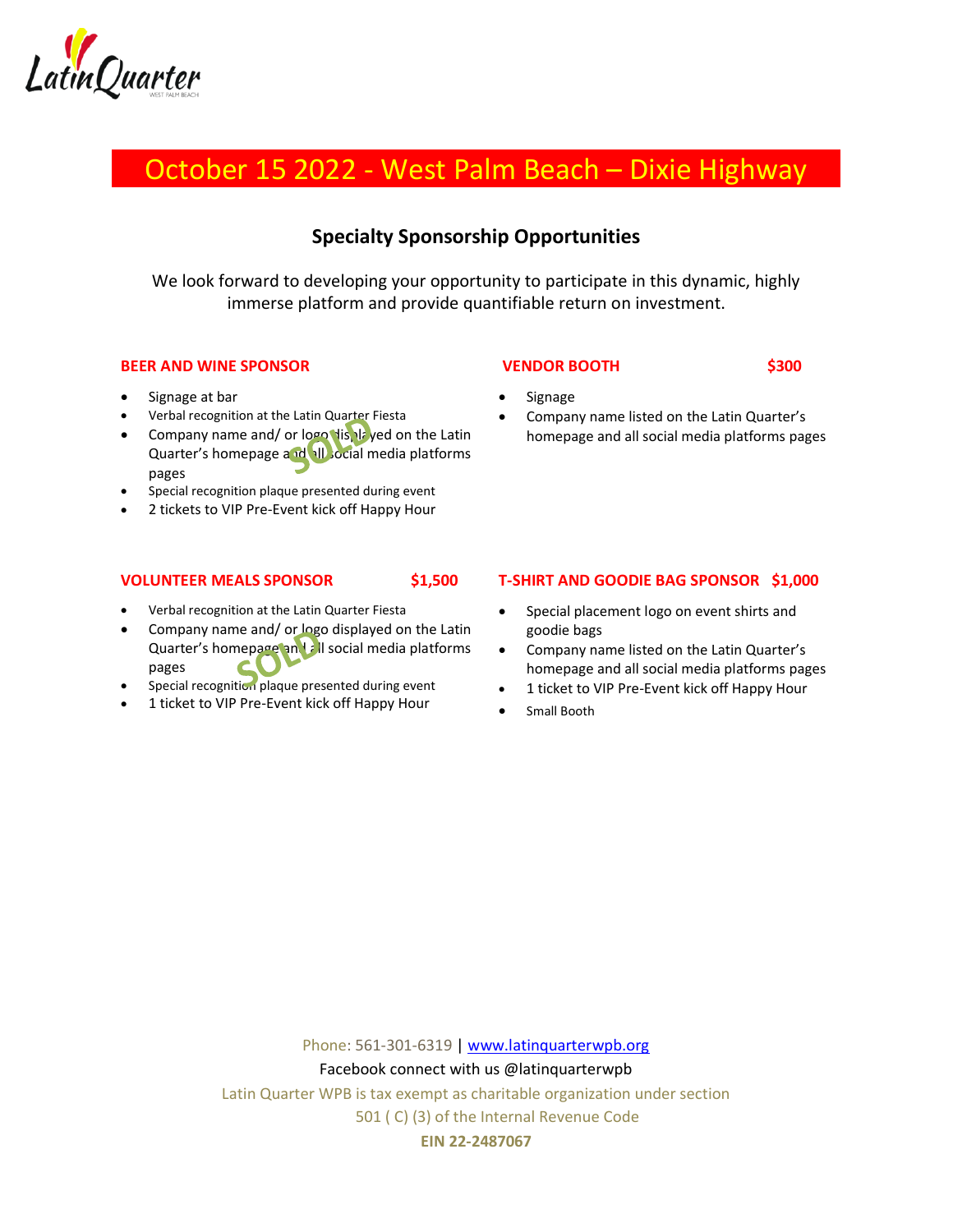# October 15 2022 - West Palm Beach – Dixie Highway

## Specialty Sponsorship Opportunities

We look forward to developing your opportunity to participate in this dynamic, highly immerse platform and provide quantifiable return on investment.

### BEER AND WINE SPONSOR

SOLD

- Signage at bar
- Verbal recognition at the Latin Quarter Fiesta
- Company name and/ or logo displayed on the Latin Quarter's homepage and all social media platforms pages
- Special recognition plaque presented during event
- 2 tickets to VIP Pre-Event kick off Happy Hour

### VENDOR BOOTH $300

- Signage
- Company name listed on the Latin Quarter's homepage and all social media platforms pages

### VOLUNTEER MEALS SPONSOR $1,500

SOLD

- Verbal recognition at the Latin Quarter Fiesta
- Company name and/ or logo displayed on the Latin Quarter's homepage and all social media platforms pages
- Special recognition plaque presented during event
- 1 ticket to VIP Pre-Event kick off Happy Hour

### T-SHIRT AND GOODIE BAG SPONSOR $1,000

- Special placement logo on event shirts and goodie bags
- Company name listed on the Latin Quarter's homepage and all social media platforms pages
- 1 ticket to VIP Pre-Event kick off Happy Hour
- Small Booth

Phone: 561-301-6319 | www.latinquarterwpb.org

Facebook connect with us @latinquarterwpb

Latin Quarter WPB is tax exempt as charitable organization under section 501 ( C) (3) of the Internal Revenue Code

**EIN 22-2487067**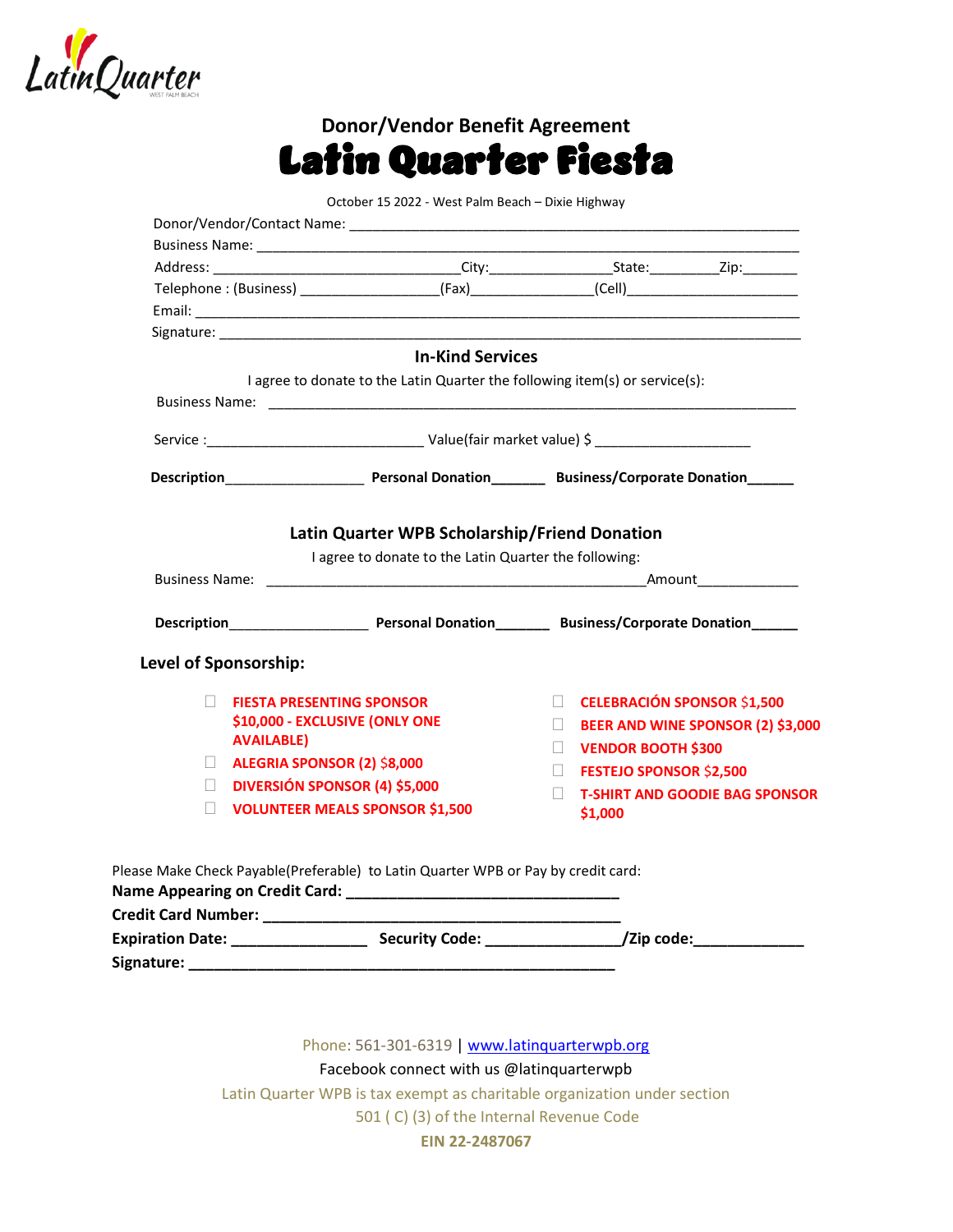Latin Quarter WEST PALM BEACH

## Donor/Vendor Benefit Agreement

# Latin Quarter Fiesta

October 15 2022 - West Palm Beach – Dixie Highway

Donor/Vendor/Contact Name: ___________________________________________________________

Business Name: _______________________________________________________________________

Address: _________________________________City:________________State:_________Zip:_______

Telephone : (Business) __________________(Fax)________________(Cell)______________________

Email: _______________________________________________________________________________

Signature: ____________________________________________________________________________

### In-Kind Services

I agree to donate to the Latin Quarter the following item(s) or service(s):

Business Name: _____________________________________________________________________

Service :____________________________ Value(fair market value) $ ____________________

**Description**__________________ **Personal Donation**_______ **Business/Corporate Donation**______

### Latin Quarter WPB Scholarship/Friend Donation

I agree to donate to the Latin Quarter the following:

Business Name: __________________________________________________Amount_____________

**Description**__________________ **Personal Donation**_______ **Business/Corporate Donation**______

### Level of Sponsorship:

- ☐ **FIESTA PRESENTING SPONSOR $10,000 - EXCLUSIVE (ONLY ONE AVAILABLE)**
- ☐ **ALEGRIA SPONSOR (2) $8,000**
- ☐ **DIVERSIÓN SPONSOR (4) $5,000**
- ☐ **VOLUNTEER MEALS SPONSOR $1,500**
- ☐ **CELEBRACIÓN SPONSOR $1,500**
- ☐ **BEER AND WINE SPONSOR (2) $3,000**
- ☐ **VENDOR BOOTH $300**
- ☐ **FESTEJO SPONSOR $2,500**
- ☐ **T-SHIRT AND GOODIE BAG SPONSOR $1,000**

Please Make Check Payable(Preferable) to Latin Quarter WPB or Pay by credit card:

**Name Appearing on Credit Card: __________________________________**

**Credit Card Number: ____________________________________________**

**Expiration Date: _________________ Security Code: ________________/Zip code:_____________**

**Signature: _____________________________________________________**

Phone: 561-301-6319 | www.latinquarterwpb.org

Facebook connect with us @latinquarterwpb

Latin Quarter WPB is tax exempt as charitable organization under section 501 ( C) (3) of the Internal Revenue Code

**EIN 22-2487067**